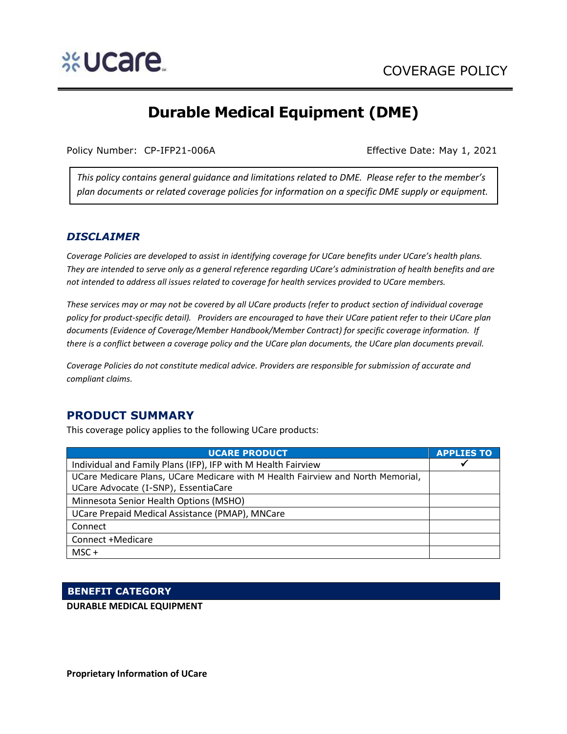ucare

COVERAGE POLICY

# Durable Medical Equipment (DME)

Policy Number: CP-IFP21-006A

Effective Date: May 1, 2021

*This policy contains general guidance and limitations related to DME. Please refer to the member's plan documents or related coverage policies for information on a specific DME supply or equipment.*

## *DISCLAIMER*

*Coverage Policies are developed to assist in identifying coverage for UCare benefits under UCare's health plans. They are intended to serve only as a general reference regarding UCare's administration of health benefits and are not intended to address all issues related to coverage for health services provided to UCare members.*

*These services may or may not be covered by all UCare products (refer to product section of individual coverage policy for product-specific detail). Providers are encouraged to have their UCare patient refer to their UCare plan documents (Evidence of Coverage/Member Handbook/Member Contract) for specific coverage information. If there is a conflict between a coverage policy and the UCare plan documents, the UCare plan documents prevail.*

*Coverage Policies do not constitute medical advice. Providers are responsible for submission of accurate and compliant claims.*

## PRODUCT SUMMARY

This coverage policy applies to the following UCare products:

| UCARE PRODUCT | APPLIES TO |
|---|---|
| Individual and Family Plans (IFP), IFP with M Health Fairview | ✔ |
| UCare Medicare Plans, UCare Medicare with M Health Fairview and North Memorial, UCare Advocate (I-SNP), EssentiaCare | |
| Minnesota Senior Health Options (MSHO) | |
| UCare Prepaid Medical Assistance (PMAP), MNCare | |
| Connect | |
| Connect +Medicare | |
| MSC + | |

## BENEFIT CATEGORY

**DURABLE MEDICAL EQUIPMENT**

**Proprietary Information of UCare**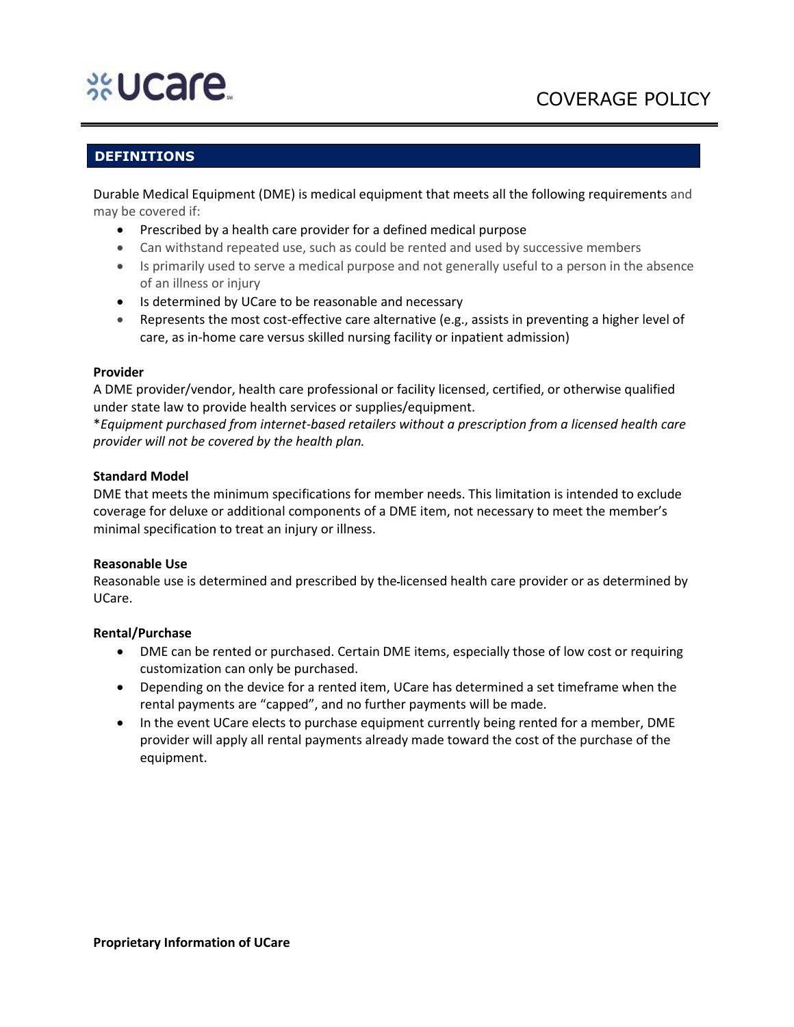## DEFINITIONS

Durable Medical Equipment (DME) is medical equipment that meets all the following requirements and may be covered if:

- Prescribed by a health care provider for a defined medical purpose
- Can withstand repeated use, such as could be rented and used by successive members
- Is primarily used to serve a medical purpose and not generally useful to a person in the absence of an illness or injury
- Is determined by UCare to be reasonable and necessary
- Represents the most cost-effective care alternative (e.g., assists in preventing a higher level of care, as in-home care versus skilled nursing facility or inpatient admission)

**Provider**

A DME provider/vendor, health care professional or facility licensed, certified, or otherwise qualified under state law to provide health services or supplies/equipment.

**Equipment purchased from internet-based retailers without a prescription from a licensed health care provider will not be covered by the health plan.*

**Standard Model**

DME that meets the minimum specifications for member needs. This limitation is intended to exclude coverage for deluxe or additional components of a DME item, not necessary to meet the member's minimal specification to treat an injury or illness.

**Reasonable Use**

Reasonable use is determined and prescribed by the licensed health care provider or as determined by UCare.

**Rental/Purchase**

- DME can be rented or purchased. Certain DME items, especially those of low cost or requiring customization can only be purchased.
- Depending on the device for a rented item, UCare has determined a set timeframe when the rental payments are "capped", and no further payments will be made.
- In the event UCare elects to purchase equipment currently being rented for a member, DME provider will apply all rental payments already made toward the cost of the purchase of the equipment.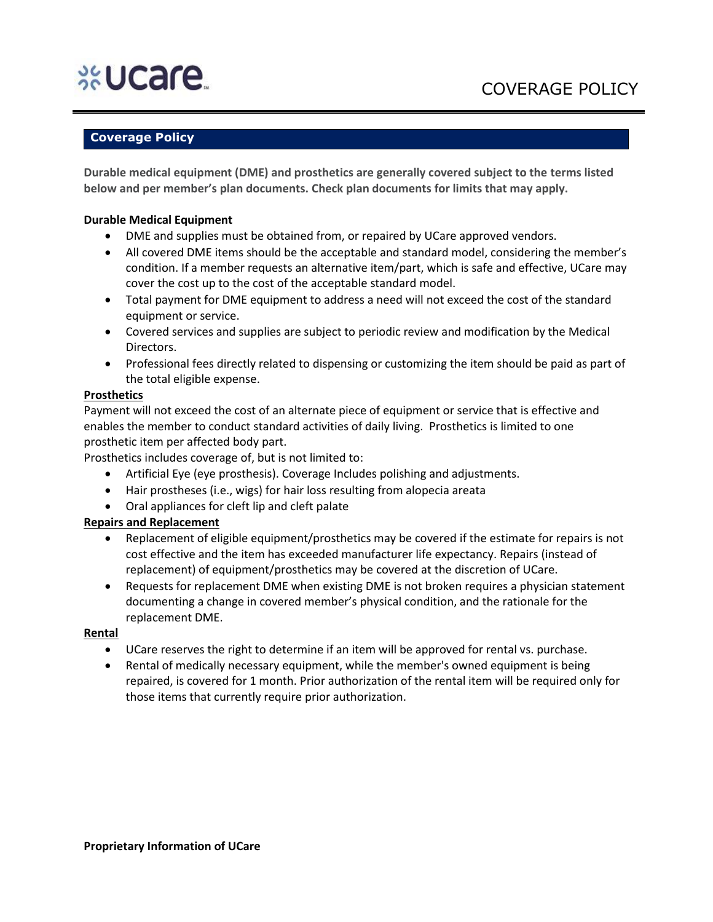## Coverage Policy

**Durable medical equipment (DME) and prosthetics are generally covered subject to the terms listed below and per member's plan documents. Check plan documents for limits that may apply.**

**Durable Medical Equipment**

- DME and supplies must be obtained from, or repaired by UCare approved vendors.
- All covered DME items should be the acceptable and standard model, considering the member's condition. If a member requests an alternative item/part, which is safe and effective, UCare may cover the cost up to the cost of the acceptable standard model.
- Total payment for DME equipment to address a need will not exceed the cost of the standard equipment or service.
- Covered services and supplies are subject to periodic review and modification by the Medical Directors.
- Professional fees directly related to dispensing or customizing the item should be paid as part of the total eligible expense.

**Prosthetics**

Payment will not exceed the cost of an alternate piece of equipment or service that is effective and enables the member to conduct standard activities of daily living. Prosthetics is limited to one prosthetic item per affected body part.

Prosthetics includes coverage of, but is not limited to:

- Artificial Eye (eye prosthesis). Coverage Includes polishing and adjustments.
- Hair prostheses (i.e., wigs) for hair loss resulting from alopecia areata
- Oral appliances for cleft lip and cleft palate

**Repairs and Replacement**

- Replacement of eligible equipment/prosthetics may be covered if the estimate for repairs is not cost effective and the item has exceeded manufacturer life expectancy. Repairs (instead of replacement) of equipment/prosthetics may be covered at the discretion of UCare.
- Requests for replacement DME when existing DME is not broken requires a physician statement documenting a change in covered member's physical condition, and the rationale for the replacement DME.

**Rental**

- UCare reserves the right to determine if an item will be approved for rental vs. purchase.
- Rental of medically necessary equipment, while the member's owned equipment is being repaired, is covered for 1 month. Prior authorization of the rental item will be required only for those items that currently require prior authorization.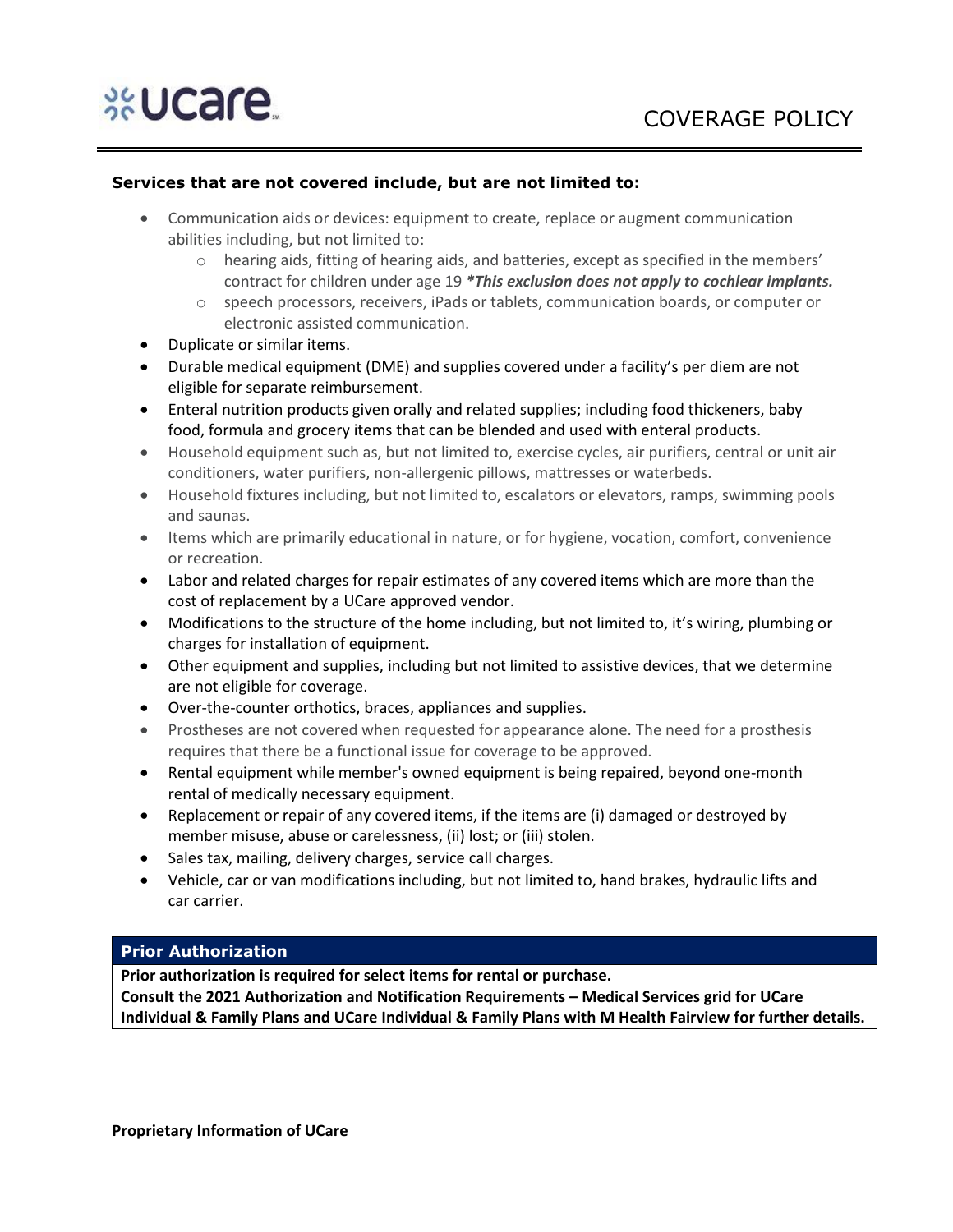**Services that are not covered include, but are not limited to:**

- Communication aids or devices: equipment to create, replace or augment communication abilities including, but not limited to:
  - hearing aids, fitting of hearing aids, and batteries, except as specified in the members' contract for children under age 19 ***This exclusion does not apply to cochlear implants.***
  - speech processors, receivers, iPads or tablets, communication boards, or computer or electronic assisted communication.
- Duplicate or similar items.
- Durable medical equipment (DME) and supplies covered under a facility's per diem are not eligible for separate reimbursement.
- Enteral nutrition products given orally and related supplies; including food thickeners, baby food, formula and grocery items that can be blended and used with enteral products.
- Household equipment such as, but not limited to, exercise cycles, air purifiers, central or unit air conditioners, water purifiers, non-allergenic pillows, mattresses or waterbeds.
- Household fixtures including, but not limited to, escalators or elevators, ramps, swimming pools and saunas.
- Items which are primarily educational in nature, or for hygiene, vocation, comfort, convenience or recreation.
- Labor and related charges for repair estimates of any covered items which are more than the cost of replacement by a UCare approved vendor.
- Modifications to the structure of the home including, but not limited to, it's wiring, plumbing or charges for installation of equipment.
- Other equipment and supplies, including but not limited to assistive devices, that we determine are not eligible for coverage.
- Over-the-counter orthotics, braces, appliances and supplies.
- Prostheses are not covered when requested for appearance alone. The need for a prosthesis requires that there be a functional issue for coverage to be approved.
- Rental equipment while member's owned equipment is being repaired, beyond one-month rental of medically necessary equipment.
- Replacement or repair of any covered items, if the items are (i) damaged or destroyed by member misuse, abuse or carelessness, (ii) lost; or (iii) stolen.
- Sales tax, mailing, delivery charges, service call charges.
- Vehicle, car or van modifications including, but not limited to, hand brakes, hydraulic lifts and car carrier.

## Prior Authorization

**Prior authorization is required for select items for rental or purchase.**
**Consult the 2021 Authorization and Notification Requirements – Medical Services grid for UCare Individual & Family Plans and UCare Individual & Family Plans with M Health Fairview for further details.**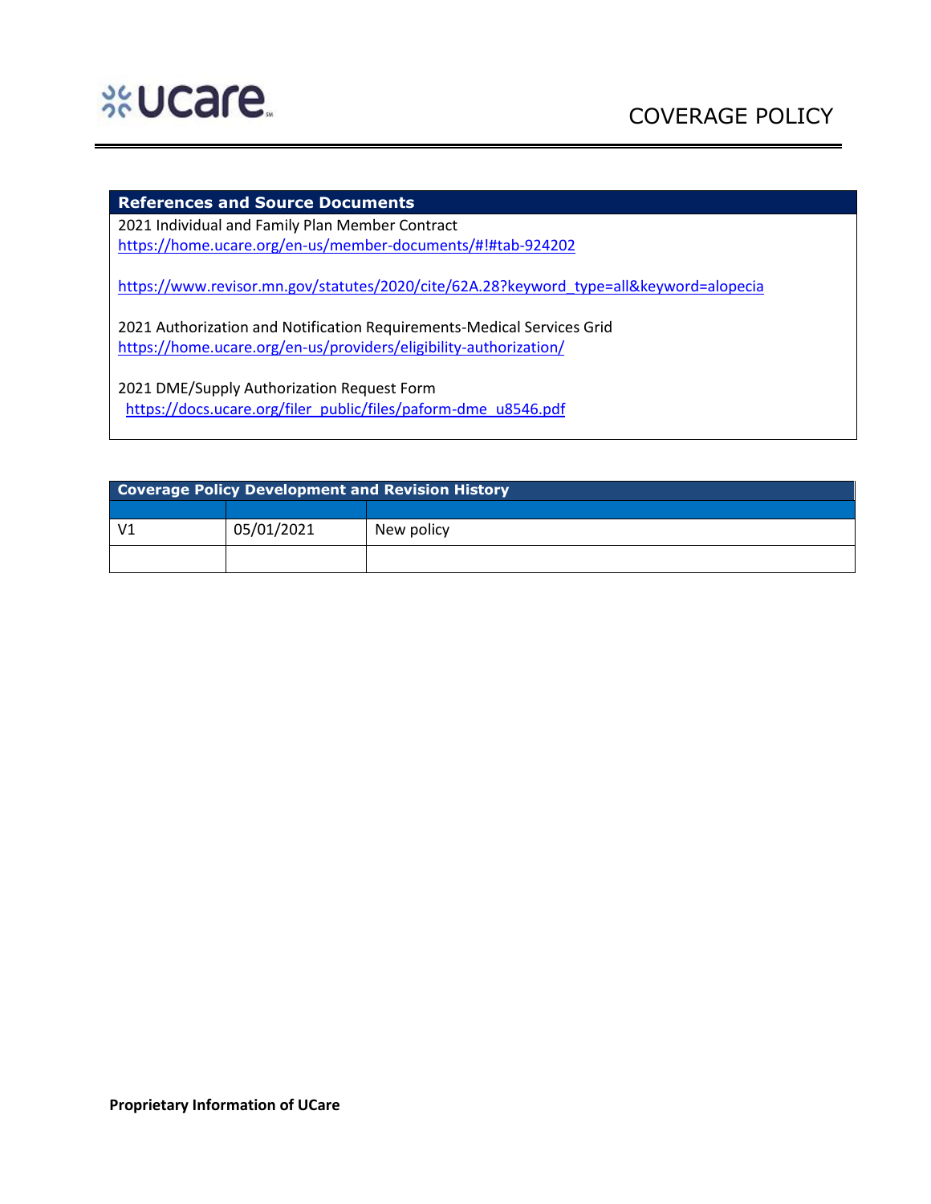## References and Source Documents

2021 Individual and Family Plan Member Contract
https://home.ucare.org/en-us/member-documents/#!#tab-924202

https://www.revisor.mn.gov/statutes/2020/cite/62A.28?keyword_type=all&keyword=alopecia

2021 Authorization and Notification Requirements-Medical Services Grid
https://home.ucare.org/en-us/providers/eligibility-authorization/

2021 DME/Supply Authorization Request Form
https://docs.ucare.org/filer_public/files/paform-dme_u8546.pdf

## Coverage Policy Development and Revision History

| | | |
|---|---|---|
| V1 | 05/01/2021 | New policy |
| | | |

**Proprietary Information of UCare**